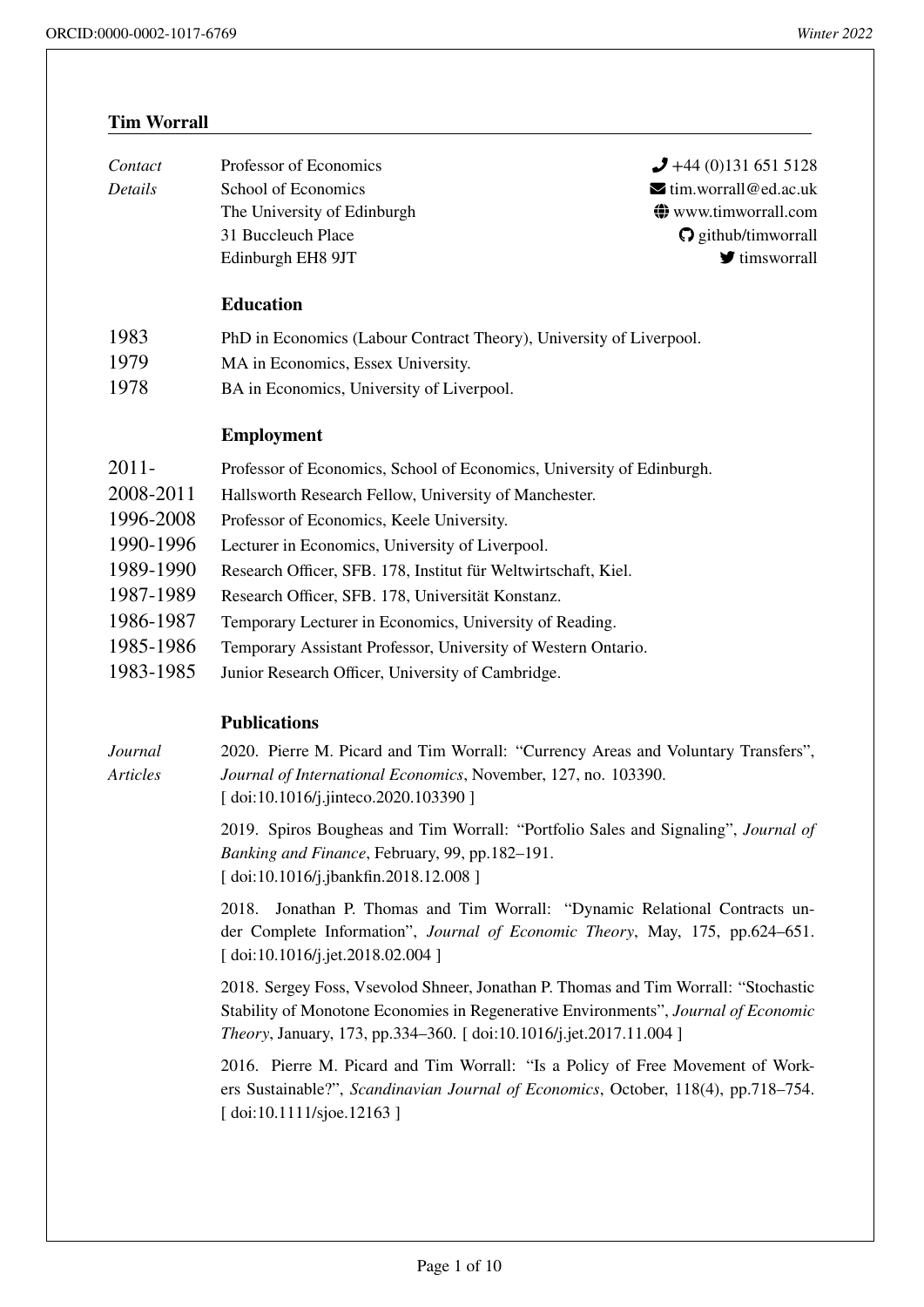## Tim Worrall

*Contact Details*

Professor of Economics
School of Economics
The University of Edinburgh
31 Buccleuch Place
Edinburgh EH8 9JT

+44 (0)131 651 5128
tim.worrall@ed.ac.uk
www.timworrall.com
github/timworrall
timsworrall

### Education

- 1983 PhD in Economics (Labour Contract Theory), University of Liverpool.
- 1979 MA in Economics, Essex University.
- 1978 BA in Economics, University of Liverpool.

### Employment

- 2011- Professor of Economics, School of Economics, University of Edinburgh.
- 2008-2011 Hallsworth Research Fellow, University of Manchester.
- 1996-2008 Professor of Economics, Keele University.
- 1990-1996 Lecturer in Economics, University of Liverpool.
- 1989-1990 Research Officer, SFB. 178, Institut für Weltwirtschaft, Kiel.
- 1987-1989 Research Officer, SFB. 178, Universität Konstanz.
- 1986-1987 Temporary Lecturer in Economics, University of Reading.
- 1985-1986 Temporary Assistant Professor, University of Western Ontario.
- 1983-1985 Junior Research Officer, University of Cambridge.

### Publications

*Journal Articles*

2020. Pierre M. Picard and Tim Worrall: "Currency Areas and Voluntary Transfers", *Journal of International Economics*, November, 127, no. 103390.
[ doi:10.1016/j.jinteco.2020.103390 ]

2019. Spiros Bougheas and Tim Worrall: "Portfolio Sales and Signaling", *Journal of Banking and Finance*, February, 99, pp.182–191.
[ doi:10.1016/j.jbankfin.2018.12.008 ]

2018. Jonathan P. Thomas and Tim Worrall: "Dynamic Relational Contracts under Complete Information", *Journal of Economic Theory*, May, 175, pp.624–651.
[ doi:10.1016/j.jet.2018.02.004 ]

2018. Sergey Foss, Vsevolod Shneer, Jonathan P. Thomas and Tim Worrall: "Stochastic Stability of Monotone Economies in Regenerative Environments", *Journal of Economic Theory*, January, 173, pp.334–360. [ doi:10.1016/j.jet.2017.11.004 ]

2016. Pierre M. Picard and Tim Worrall: "Is a Policy of Free Movement of Workers Sustainable?", *Scandinavian Journal of Economics*, October, 118(4), pp.718–754.
[ doi:10.1111/sjoe.12163 ]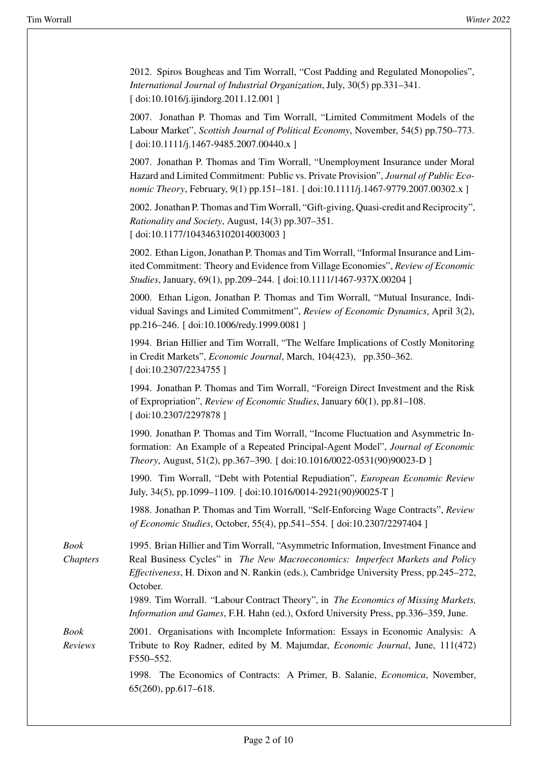2012. Spiros Bougheas and Tim Worrall, "Cost Padding and Regulated Monopolies", *International Journal of Industrial Organization*, July, 30(5) pp.331–341. [ doi:10.1016/j.ijindorg.2011.12.001 ]

2007. Jonathan P. Thomas and Tim Worrall, "Limited Commitment Models of the Labour Market", *Scottish Journal of Political Economy*, November, 54(5) pp.750–773. [ doi:10.1111/j.1467-9485.2007.00440.x ]

2007. Jonathan P. Thomas and Tim Worrall, "Unemployment Insurance under Moral Hazard and Limited Commitment: Public vs. Private Provision", *Journal of Public Economic Theory*, February, 9(1) pp.151–181. [ doi:10.1111/j.1467-9779.2007.00302.x ]

2002. Jonathan P. Thomas and Tim Worrall, "Gift-giving, Quasi-credit and Reciprocity", *Rationality and Society*, August, 14(3) pp.307–351. [ doi:10.1177/1043463102014003003 ]

2002. Ethan Ligon, Jonathan P. Thomas and Tim Worrall, "Informal Insurance and Limited Commitment: Theory and Evidence from Village Economies", *Review of Economic Studies*, January, 69(1), pp.209–244. [ doi:10.1111/1467-937X.00204 ]

2000. Ethan Ligon, Jonathan P. Thomas and Tim Worrall, "Mutual Insurance, Individual Savings and Limited Commitment", *Review of Economic Dynamics*, April 3(2), pp.216–246. [ doi:10.1006/redy.1999.0081 ]

1994. Brian Hillier and Tim Worrall, "The Welfare Implications of Costly Monitoring in Credit Markets", *Economic Journal*, March, 104(423), pp.350–362. [ doi:10.2307/2234755 ]

1994. Jonathan P. Thomas and Tim Worrall, "Foreign Direct Investment and the Risk of Expropriation", *Review of Economic Studies*, January 60(1), pp.81–108. [ doi:10.2307/2297878 ]

1990. Jonathan P. Thomas and Tim Worrall, "Income Fluctuation and Asymmetric Information: An Example of a Repeated Principal-Agent Model", *Journal of Economic Theory*, August, 51(2), pp.367–390. [ doi:10.1016/0022-0531(90)90023-D ]

1990. Tim Worrall, "Debt with Potential Repudiation", *European Economic Review* July, 34(5), pp.1099–1109. [ doi:10.1016/0014-2921(90)90025-T ]

1988. Jonathan P. Thomas and Tim Worrall, "Self-Enforcing Wage Contracts", *Review of Economic Studies*, October, 55(4), pp.541–554. [ doi:10.2307/2297404 ]

*Book Chapters*

1995. Brian Hillier and Tim Worrall, "Asymmetric Information, Investment Finance and Real Business Cycles" in *The New Macroeconomics: Imperfect Markets and Policy Effectiveness*, H. Dixon and N. Rankin (eds.), Cambridge University Press, pp.245–272, October.

1989. Tim Worrall. "Labour Contract Theory", in *The Economics of Missing Markets, Information and Games*, F.H. Hahn (ed.), Oxford University Press, pp.336–359, June.

*Book Reviews*

2001. Organisations with Incomplete Information: Essays in Economic Analysis: A Tribute to Roy Radner, edited by M. Majumdar, *Economic Journal*, June, 111(472) F550–552.

1998. The Economics of Contracts: A Primer, B. Salanie, *Economica*, November, 65(260), pp.617–618.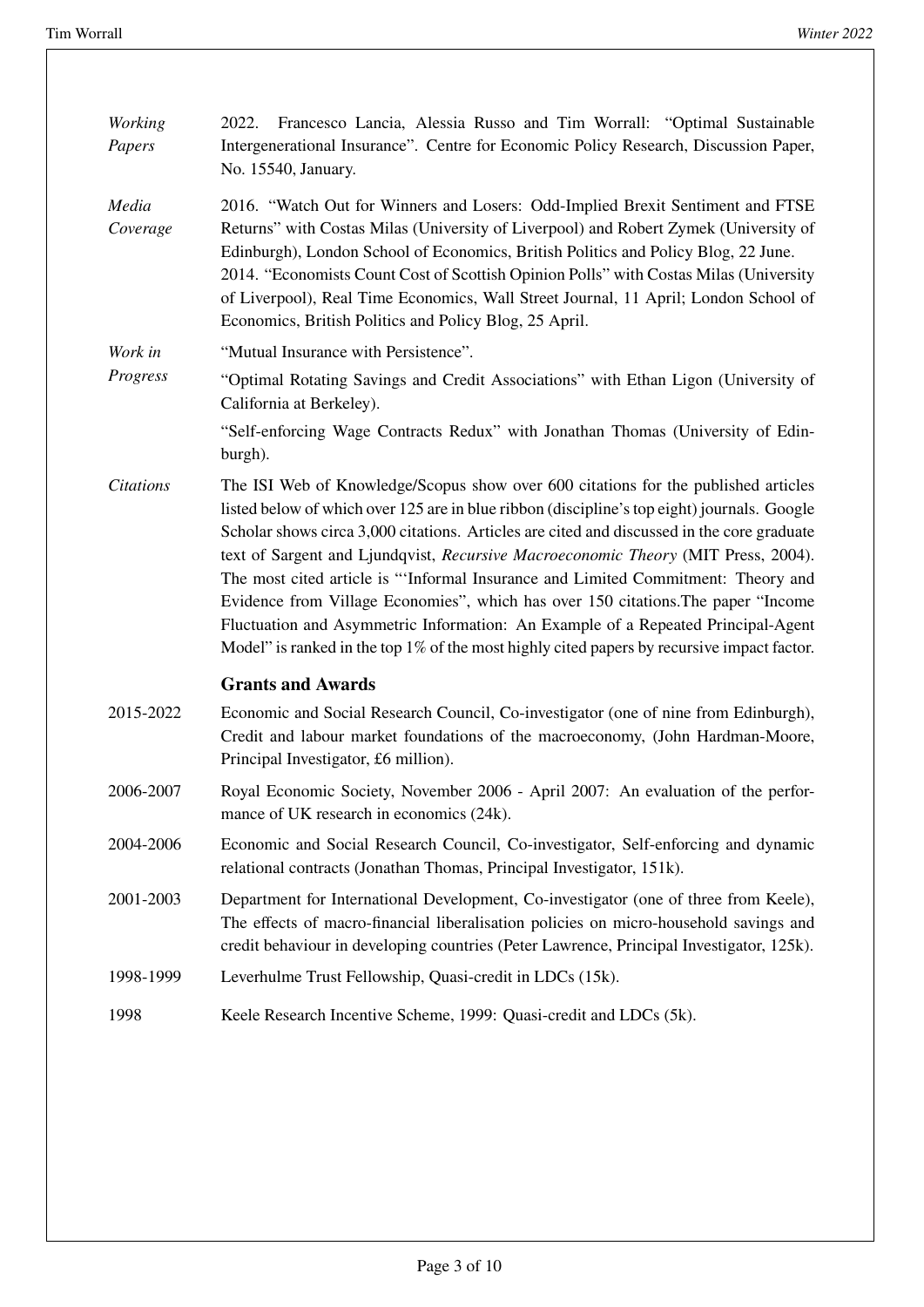*Working Papers*

2022. Francesco Lancia, Alessia Russo and Tim Worrall: "Optimal Sustainable Intergenerational Insurance". Centre for Economic Policy Research, Discussion Paper, No. 15540, January.

*Media Coverage*

2016. "Watch Out for Winners and Losers: Odd-Implied Brexit Sentiment and FTSE Returns" with Costas Milas (University of Liverpool) and Robert Zymek (University of Edinburgh), London School of Economics, British Politics and Policy Blog, 22 June.
2014. "Economists Count Cost of Scottish Opinion Polls" with Costas Milas (University of Liverpool), Real Time Economics, Wall Street Journal, 11 April; London School of Economics, British Politics and Policy Blog, 25 April.

*Work in Progress*

"Mutual Insurance with Persistence".

"Optimal Rotating Savings and Credit Associations" with Ethan Ligon (University of California at Berkeley).

"Self-enforcing Wage Contracts Redux" with Jonathan Thomas (University of Edinburgh).

*Citations*

The ISI Web of Knowledge/Scopus show over 600 citations for the published articles listed below of which over 125 are in blue ribbon (discipline's top eight) journals. Google Scholar shows circa 3,000 citations. Articles are cited and discussed in the core graduate text of Sargent and Ljundqvist, *Recursive Macroeconomic Theory* (MIT Press, 2004). The most cited article is "'Informal Insurance and Limited Commitment: Theory and Evidence from Village Economies", which has over 150 citations.The paper "Income Fluctuation and Asymmetric Information: An Example of a Repeated Principal-Agent Model" is ranked in the top 1% of the most highly cited papers by recursive impact factor.

## Grants and Awards

2015-2022 — Economic and Social Research Council, Co-investigator (one of nine from Edinburgh), Credit and labour market foundations of the macroeconomy, (John Hardman-Moore, Principal Investigator, £6 million).

2006-2007 — Royal Economic Society, November 2006 - April 2007: An evaluation of the performance of UK research in economics (24k).

2004-2006 — Economic and Social Research Council, Co-investigator, Self-enforcing and dynamic relational contracts (Jonathan Thomas, Principal Investigator, 151k).

2001-2003 — Department for International Development, Co-investigator (one of three from Keele), The effects of macro-financial liberalisation policies on micro-household savings and credit behaviour in developing countries (Peter Lawrence, Principal Investigator, 125k).

1998-1999 — Leverhulme Trust Fellowship, Quasi-credit in LDCs (15k).

1998 — Keele Research Incentive Scheme, 1999: Quasi-credit and LDCs (5k).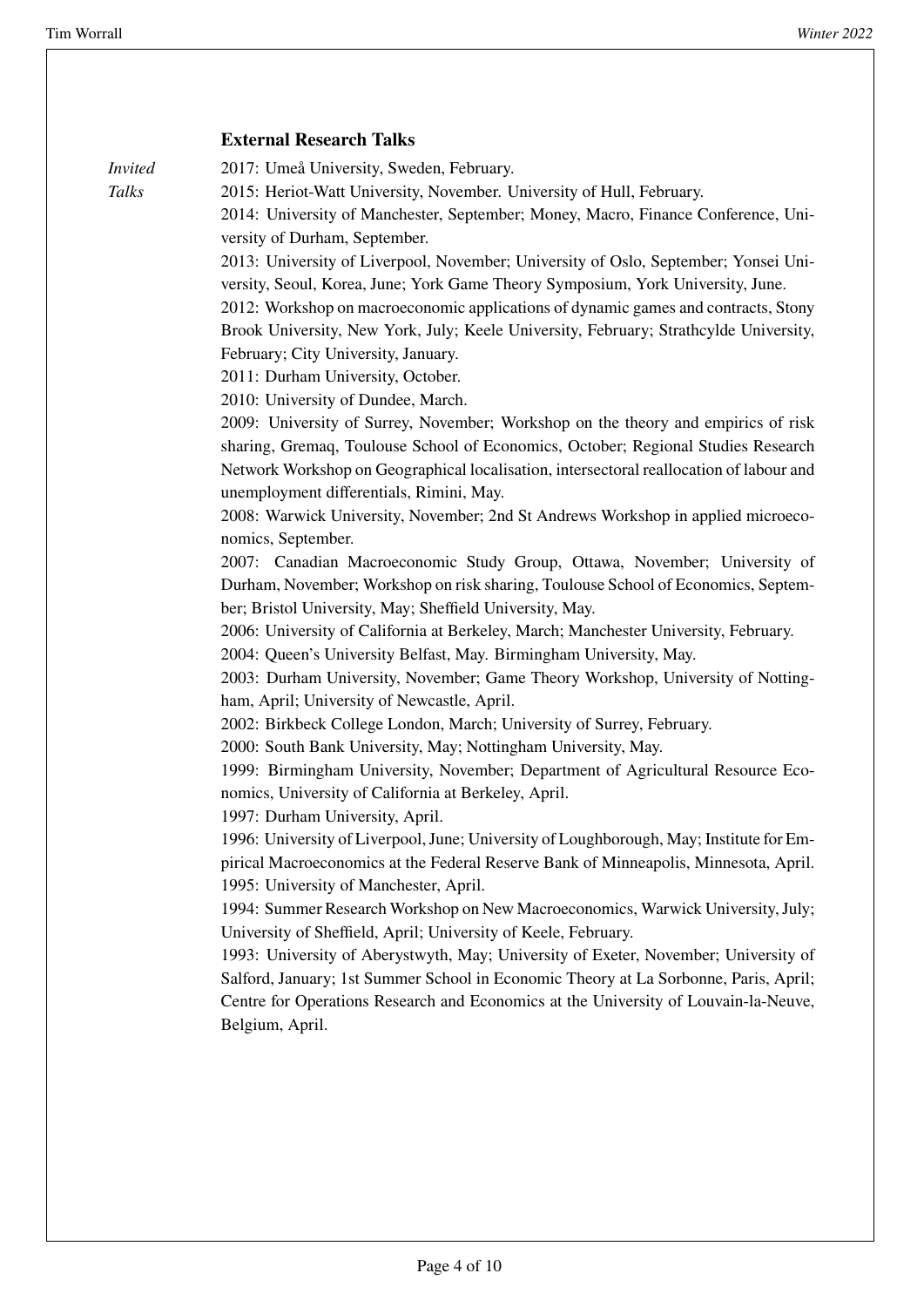## External Research Talks

*Invited Talks*

2017: Umeå University, Sweden, February.

2015: Heriot-Watt University, November. University of Hull, February.

2014: University of Manchester, September; Money, Macro, Finance Conference, University of Durham, September.

2013: University of Liverpool, November; University of Oslo, September; Yonsei University, Seoul, Korea, June; York Game Theory Symposium, York University, June.

2012: Workshop on macroeconomic applications of dynamic games and contracts, Stony Brook University, New York, July; Keele University, February; Strathcylde University, February; City University, January.

2011: Durham University, October.

2010: University of Dundee, March.

2009: University of Surrey, November; Workshop on the theory and empirics of risk sharing, Gremaq, Toulouse School of Economics, October; Regional Studies Research Network Workshop on Geographical localisation, intersectoral reallocation of labour and unemployment differentials, Rimini, May.

2008: Warwick University, November; 2nd St Andrews Workshop in applied microeconomics, September.

2007: Canadian Macroeconomic Study Group, Ottawa, November; University of Durham, November; Workshop on risk sharing, Toulouse School of Economics, September; Bristol University, May; Sheffield University, May.

2006: University of California at Berkeley, March; Manchester University, February.

2004: Queen's University Belfast, May. Birmingham University, May.

2003: Durham University, November; Game Theory Workshop, University of Nottingham, April; University of Newcastle, April.

2002: Birkbeck College London, March; University of Surrey, February.

2000: South Bank University, May; Nottingham University, May.

1999: Birmingham University, November; Department of Agricultural Resource Economics, University of California at Berkeley, April.

1997: Durham University, April.

1996: University of Liverpool, June; University of Loughborough, May; Institute for Empirical Macroeconomics at the Federal Reserve Bank of Minneapolis, Minnesota, April.

1995: University of Manchester, April.

1994: Summer Research Workshop on New Macroeconomics, Warwick University, July; University of Sheffield, April; University of Keele, February.

1993: University of Aberystwyth, May; University of Exeter, November; University of Salford, January; 1st Summer School in Economic Theory at La Sorbonne, Paris, April; Centre for Operations Research and Economics at the University of Louvain-la-Neuve, Belgium, April.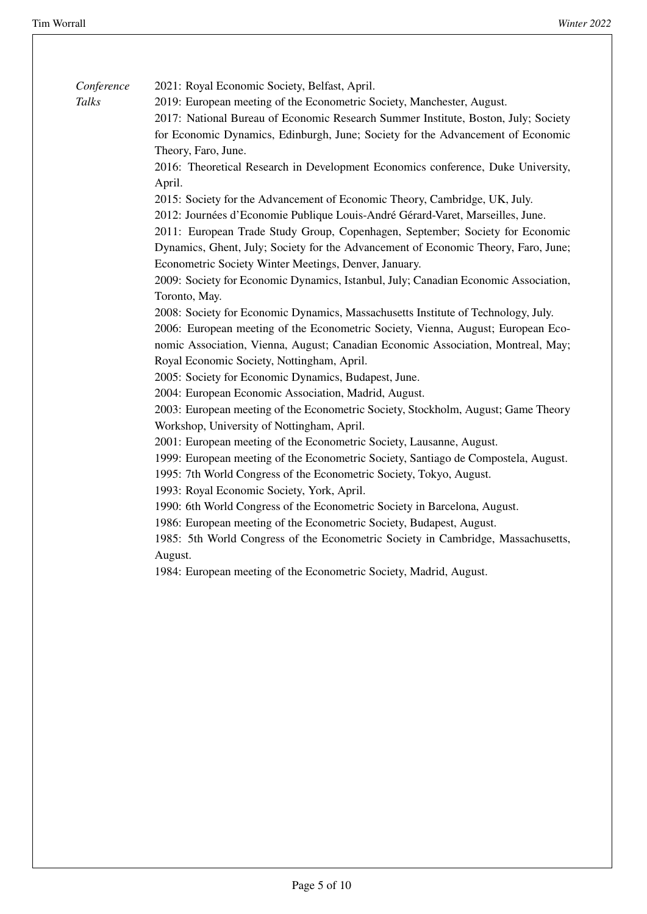*Conference Talks*

2021: Royal Economic Society, Belfast, April.

2019: European meeting of the Econometric Society, Manchester, August.

2017: National Bureau of Economic Research Summer Institute, Boston, July; Society for Economic Dynamics, Edinburgh, June; Society for the Advancement of Economic Theory, Faro, June.

2016: Theoretical Research in Development Economics conference, Duke University, April.

2015: Society for the Advancement of Economic Theory, Cambridge, UK, July.

2012: Journées d'Economie Publique Louis-André Gérard-Varet, Marseilles, June.

2011: European Trade Study Group, Copenhagen, September; Society for Economic Dynamics, Ghent, July; Society for the Advancement of Economic Theory, Faro, June; Econometric Society Winter Meetings, Denver, January.

2009: Society for Economic Dynamics, Istanbul, July; Canadian Economic Association, Toronto, May.

2008: Society for Economic Dynamics, Massachusetts Institute of Technology, July.

2006: European meeting of the Econometric Society, Vienna, August; European Economic Association, Vienna, August; Canadian Economic Association, Montreal, May; Royal Economic Society, Nottingham, April.

2005: Society for Economic Dynamics, Budapest, June.

2004: European Economic Association, Madrid, August.

2003: European meeting of the Econometric Society, Stockholm, August; Game Theory Workshop, University of Nottingham, April.

2001: European meeting of the Econometric Society, Lausanne, August.

1999: European meeting of the Econometric Society, Santiago de Compostela, August.

1995: 7th World Congress of the Econometric Society, Tokyo, August.

1993: Royal Economic Society, York, April.

1990: 6th World Congress of the Econometric Society in Barcelona, August.

1986: European meeting of the Econometric Society, Budapest, August.

1985: 5th World Congress of the Econometric Society in Cambridge, Massachusetts, August.

1984: European meeting of the Econometric Society, Madrid, August.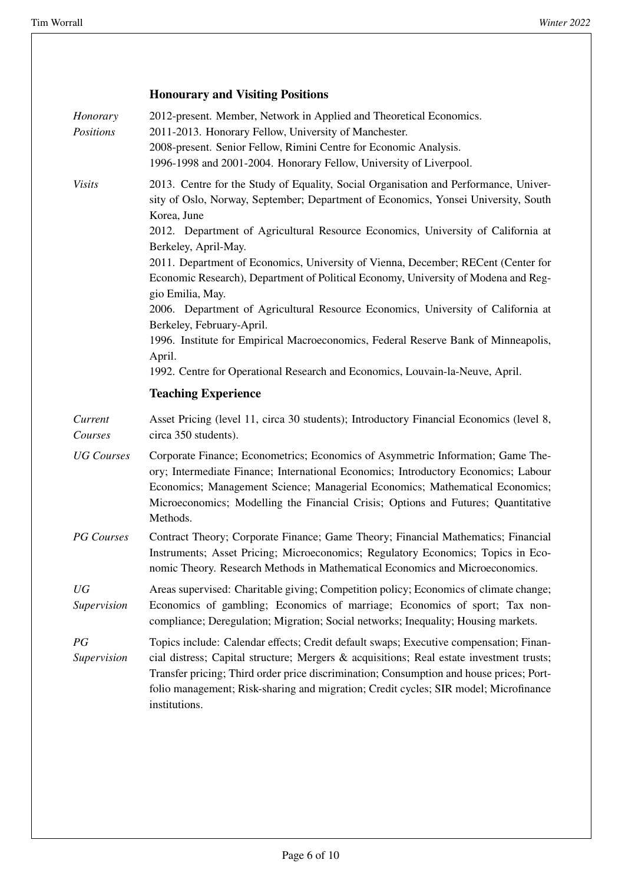## Honourary and Visiting Positions

*Honorary Positions*

2012-present. Member, Network in Applied and Theoretical Economics.
2011-2013. Honorary Fellow, University of Manchester.
2008-present. Senior Fellow, Rimini Centre for Economic Analysis.
1996-1998 and 2001-2004. Honorary Fellow, University of Liverpool.

*Visits*

2013. Centre for the Study of Equality, Social Organisation and Performance, University of Oslo, Norway, September; Department of Economics, Yonsei University, South Korea, June
2012. Department of Agricultural Resource Economics, University of California at Berkeley, April-May.
2011. Department of Economics, University of Vienna, December; RECent (Center for Economic Research), Department of Political Economy, University of Modena and Reggio Emilia, May.
2006. Department of Agricultural Resource Economics, University of California at Berkeley, February-April.
1996. Institute for Empirical Macroeconomics, Federal Reserve Bank of Minneapolis, April.
1992. Centre for Operational Research and Economics, Louvain-la-Neuve, April.

## Teaching Experience

*Current Courses*

Asset Pricing (level 11, circa 30 students); Introductory Financial Economics (level 8, circa 350 students).

*UG Courses*

Corporate Finance; Econometrics; Economics of Asymmetric Information; Game Theory; Intermediate Finance; International Economics; Introductory Economics; Labour Economics; Management Science; Managerial Economics; Mathematical Economics; Microeconomics; Modelling the Financial Crisis; Options and Futures; Quantitative Methods.

*PG Courses*

Contract Theory; Corporate Finance; Game Theory; Financial Mathematics; Financial Instruments; Asset Pricing; Microeconomics; Regulatory Economics; Topics in Economic Theory. Research Methods in Mathematical Economics and Microeconomics.

*UG Supervision*

Areas supervised: Charitable giving; Competition policy; Economics of climate change; Economics of gambling; Economics of marriage; Economics of sport; Tax non-compliance; Deregulation; Migration; Social networks; Inequality; Housing markets.

*PG Supervision*

Topics include: Calendar effects; Credit default swaps; Executive compensation; Financial distress; Capital structure; Mergers & acquisitions; Real estate investment trusts; Transfer pricing; Third order price discrimination; Consumption and house prices; Portfolio management; Risk-sharing and migration; Credit cycles; SIR model; Microfinance institutions.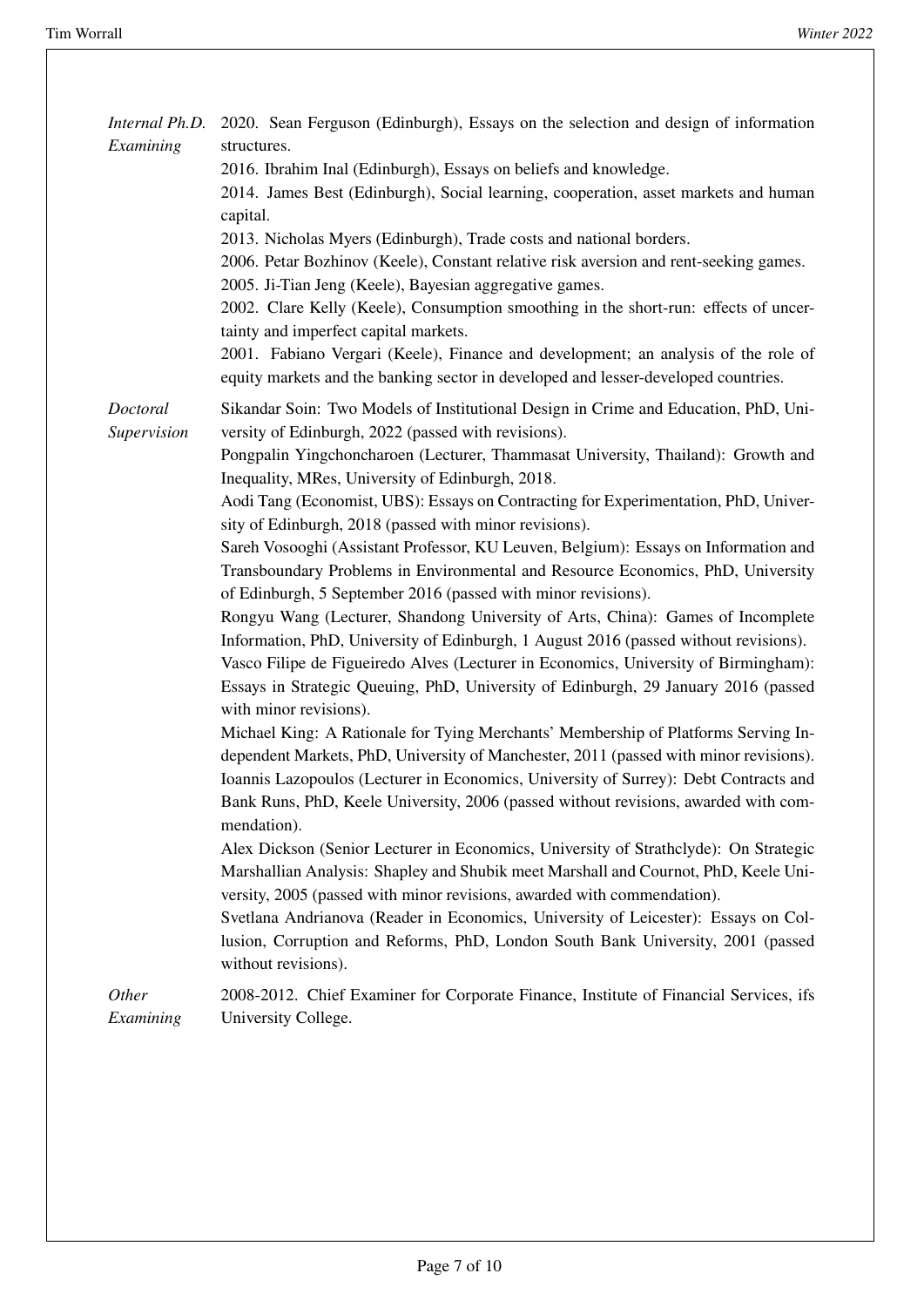*Internal Ph.D. Examining*

2020. Sean Ferguson (Edinburgh), Essays on the selection and design of information structures.
2016. Ibrahim Inal (Edinburgh), Essays on beliefs and knowledge.
2014. James Best (Edinburgh), Social learning, cooperation, asset markets and human capital.
2013. Nicholas Myers (Edinburgh), Trade costs and national borders.
2006. Petar Bozhinov (Keele), Constant relative risk aversion and rent-seeking games.
2005. Ji-Tian Jeng (Keele), Bayesian aggregative games.
2002. Clare Kelly (Keele), Consumption smoothing in the short-run: effects of uncertainty and imperfect capital markets.
2001. Fabiano Vergari (Keele), Finance and development; an analysis of the role of equity markets and the banking sector in developed and lesser-developed countries.

*Doctoral Supervision*

Sikandar Soin: Two Models of Institutional Design in Crime and Education, PhD, University of Edinburgh, 2022 (passed with revisions).
Pongpalin Yingchoncharoen (Lecturer, Thammasat University, Thailand): Growth and Inequality, MRes, University of Edinburgh, 2018.
Aodi Tang (Economist, UBS): Essays on Contracting for Experimentation, PhD, University of Edinburgh, 2018 (passed with minor revisions).
Sareh Vosooghi (Assistant Professor, KU Leuven, Belgium): Essays on Information and Transboundary Problems in Environmental and Resource Economics, PhD, University of Edinburgh, 5 September 2016 (passed with minor revisions).
Rongyu Wang (Lecturer, Shandong University of Arts, China): Games of Incomplete Information, PhD, University of Edinburgh, 1 August 2016 (passed without revisions).
Vasco Filipe de Figueiredo Alves (Lecturer in Economics, University of Birmingham): Essays in Strategic Queuing, PhD, University of Edinburgh, 29 January 2016 (passed with minor revisions).
Michael King: A Rationale for Tying Merchants' Membership of Platforms Serving Independent Markets, PhD, University of Manchester, 2011 (passed with minor revisions).
Ioannis Lazopoulos (Lecturer in Economics, University of Surrey): Debt Contracts and Bank Runs, PhD, Keele University, 2006 (passed without revisions, awarded with commendation).
Alex Dickson (Senior Lecturer in Economics, University of Strathclyde): On Strategic Marshallian Analysis: Shapley and Shubik meet Marshall and Cournot, PhD, Keele University, 2005 (passed with minor revisions, awarded with commendation).
Svetlana Andrianova (Reader in Economics, University of Leicester): Essays on Collusion, Corruption and Reforms, PhD, London South Bank University, 2001 (passed without revisions).

*Other Examining*

2008-2012. Chief Examiner for Corporate Finance, Institute of Financial Services, ifs University College.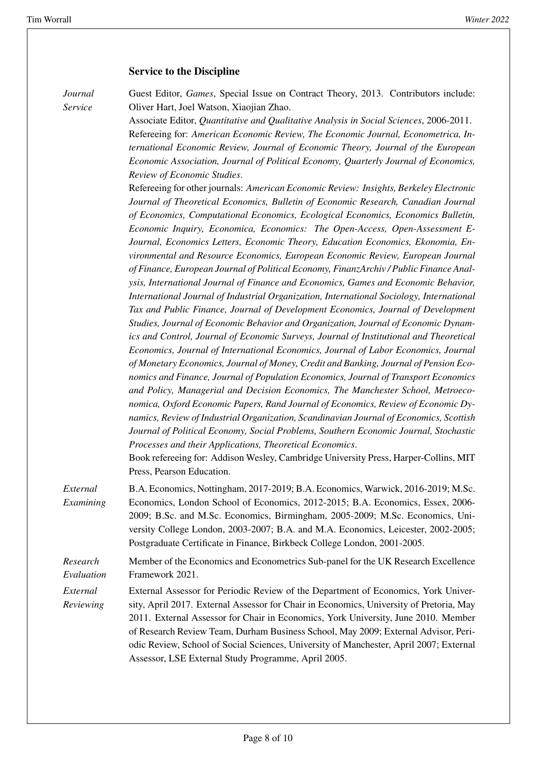## Service to the Discipline

*Journal Service*

Guest Editor, *Games*, Special Issue on Contract Theory, 2013. Contributors include: Oliver Hart, Joel Watson, Xiaojian Zhao.

Associate Editor, *Quantitative and Qualitative Analysis in Social Sciences*, 2006-2011.

Refereeing for: *American Economic Review, The Economic Journal, Econometrica, International Economic Review, Journal of Economic Theory, Journal of the European Economic Association, Journal of Political Economy, Quarterly Journal of Economics, Review of Economic Studies*.

Refereeing for other journals: *American Economic Review: Insights, Berkeley Electronic Journal of Theoretical Economics, Bulletin of Economic Research, Canadian Journal of Economics, Computational Economics, Ecological Economics, Economics Bulletin, Economic Inquiry, Economica, Economics: The Open-Access, Open-Assessment E-Journal, Economics Letters, Economic Theory, Education Economics, Ekonomia, Environmental and Resource Economics, European Economic Review, European Journal of Finance, European Journal of Political Economy, FinanzArchiv / Public Finance Analysis, International Journal of Finance and Economics, Games and Economic Behavior, International Journal of Industrial Organization, International Sociology, International Tax and Public Finance, Journal of Development Economics, Journal of Development Studies, Journal of Economic Behavior and Organization, Journal of Economic Dynamics and Control, Journal of Economic Surveys, Journal of Institutional and Theoretical Economics, Journal of International Economics, Journal of Labor Economics, Journal of Monetary Economics, Journal of Money, Credit and Banking, Journal of Pension Economics and Finance, Journal of Population Economics, Journal of Transport Economics and Policy, Managerial and Decision Economics, The Manchester School, Metroeconomica, Oxford Economic Papers, Rand Journal of Economics, Review of Economic Dynamics, Review of Industrial Organization, Scandinavian Journal of Economics, Scottish Journal of Political Economy, Social Problems, Southern Economic Journal, Stochastic Processes and their Applications, Theoretical Economics*.

Book refereeing for: Addison Wesley, Cambridge University Press, Harper-Collins, MIT Press, Pearson Education.

*External Examining*

B.A. Economics, Nottingham, 2017-2019; B.A. Economics, Warwick, 2016-2019; M.Sc. Economics, London School of Economics, 2012-2015; B.A. Economics, Essex, 2006-2009; B.Sc. and M.Sc. Economics, Birmingham, 2005-2009; M.Sc. Economics, University College London, 2003-2007; B.A. and M.A. Economics, Leicester, 2002-2005; Postgraduate Certificate in Finance, Birkbeck College London, 2001-2005.

*Research Evaluation*

Member of the Economics and Econometrics Sub-panel for the UK Research Excellence Framework 2021.

*External Reviewing*

External Assessor for Periodic Review of the Department of Economics, York University, April 2017. External Assessor for Chair in Economics, University of Pretoria, May 2011. External Assessor for Chair in Economics, York University, June 2010. Member of Research Review Team, Durham Business School, May 2009; External Advisor, Periodic Review, School of Social Sciences, University of Manchester, April 2007; External Assessor, LSE External Study Programme, April 2005.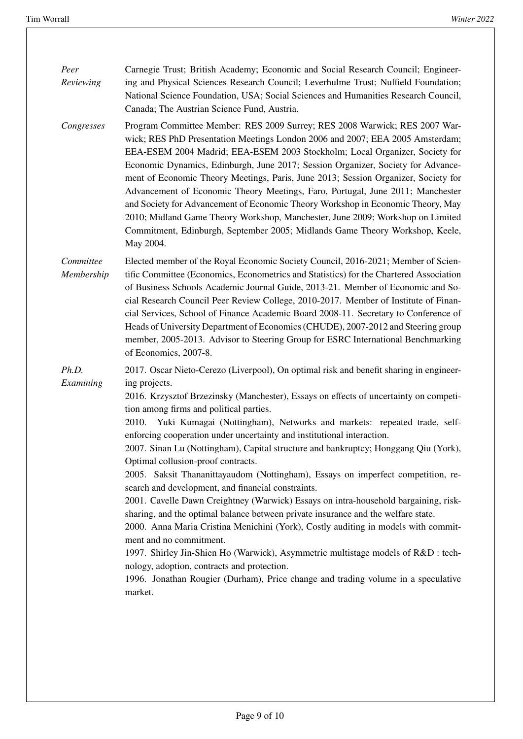*Peer Reviewing*

Carnegie Trust; British Academy; Economic and Social Research Council; Engineering and Physical Sciences Research Council; Leverhulme Trust; Nuffield Foundation; National Science Foundation, USA; Social Sciences and Humanities Research Council, Canada; The Austrian Science Fund, Austria.

*Congresses*

Program Committee Member: RES 2009 Surrey; RES 2008 Warwick; RES 2007 Warwick; RES PhD Presentation Meetings London 2006 and 2007; EEA 2005 Amsterdam; EEA-ESEM 2004 Madrid; EEA-ESEM 2003 Stockholm; Local Organizer, Society for Economic Dynamics, Edinburgh, June 2017; Session Organizer, Society for Advancement of Economic Theory Meetings, Paris, June 2013; Session Organizer, Society for Advancement of Economic Theory Meetings, Faro, Portugal, June 2011; Manchester and Society for Advancement of Economic Theory Workshop in Economic Theory, May 2010; Midland Game Theory Workshop, Manchester, June 2009; Workshop on Limited Commitment, Edinburgh, September 2005; Midlands Game Theory Workshop, Keele, May 2004.

*Committee Membership*

Elected member of the Royal Economic Society Council, 2016-2021; Member of Scientific Committee (Economics, Econometrics and Statistics) for the Chartered Association of Business Schools Academic Journal Guide, 2013-21. Member of Economic and Social Research Council Peer Review College, 2010-2017. Member of Institute of Financial Services, School of Finance Academic Board 2008-11. Secretary to Conference of Heads of University Department of Economics (CHUDE), 2007-2012 and Steering group member, 2005-2013. Advisor to Steering Group for ESRC International Benchmarking of Economics, 2007-8.

*Ph.D. Examining*

2017. Oscar Nieto-Cerezo (Liverpool), On optimal risk and benefit sharing in engineering projects.

2016. Krzysztof Brzezinsky (Manchester), Essays on effects of uncertainty on competition among firms and political parties.

2010. Yuki Kumagai (Nottingham), Networks and markets: repeated trade, self-enforcing cooperation under uncertainty and institutional interaction.

2007. Sinan Lu (Nottingham), Capital structure and bankruptcy; Honggang Qiu (York), Optimal collusion-proof contracts.

2005. Saksit Thananittayaudom (Nottingham), Essays on imperfect competition, research and development, and financial constraints.

2001. Cavelle Dawn Creightney (Warwick) Essays on intra-household bargaining, risk-sharing, and the optimal balance between private insurance and the welfare state.

2000. Anna Maria Cristina Menichini (York), Costly auditing in models with commitment and no commitment.

1997. Shirley Jin-Shien Ho (Warwick), Asymmetric multistage models of R&D : technology, adoption, contracts and protection.

1996. Jonathan Rougier (Durham), Price change and trading volume in a speculative market.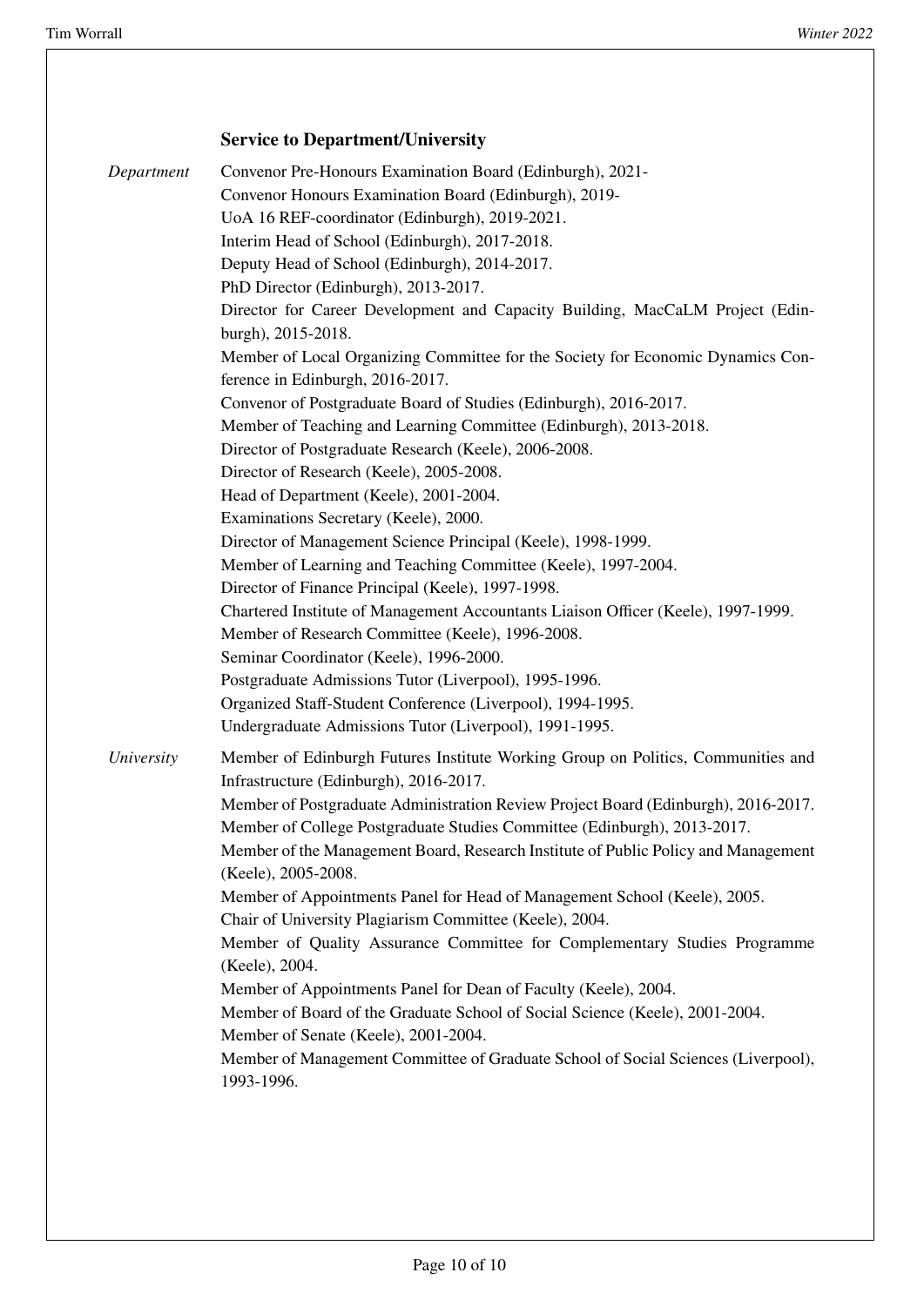## Service to Department/University

*Department*

Convenor Pre-Honours Examination Board (Edinburgh), 2021-
Convenor Honours Examination Board (Edinburgh), 2019-
UoA 16 REF-coordinator (Edinburgh), 2019-2021.
Interim Head of School (Edinburgh), 2017-2018.
Deputy Head of School (Edinburgh), 2014-2017.
PhD Director (Edinburgh), 2013-2017.
Director for Career Development and Capacity Building, MacCaLM Project (Edinburgh), 2015-2018.
Member of Local Organizing Committee for the Society for Economic Dynamics Conference in Edinburgh, 2016-2017.
Convenor of Postgraduate Board of Studies (Edinburgh), 2016-2017.
Member of Teaching and Learning Committee (Edinburgh), 2013-2018.
Director of Postgraduate Research (Keele), 2006-2008.
Director of Research (Keele), 2005-2008.
Head of Department (Keele), 2001-2004.
Examinations Secretary (Keele), 2000.
Director of Management Science Principal (Keele), 1998-1999.
Member of Learning and Teaching Committee (Keele), 1997-2004.
Director of Finance Principal (Keele), 1997-1998.
Chartered Institute of Management Accountants Liaison Officer (Keele), 1997-1999.
Member of Research Committee (Keele), 1996-2008.
Seminar Coordinator (Keele), 1996-2000.
Postgraduate Admissions Tutor (Liverpool), 1995-1996.
Organized Staff-Student Conference (Liverpool), 1994-1995.
Undergraduate Admissions Tutor (Liverpool), 1991-1995.

*University*

Member of Edinburgh Futures Institute Working Group on Politics, Communities and Infrastructure (Edinburgh), 2016-2017.
Member of Postgraduate Administration Review Project Board (Edinburgh), 2016-2017.
Member of College Postgraduate Studies Committee (Edinburgh), 2013-2017.
Member of the Management Board, Research Institute of Public Policy and Management (Keele), 2005-2008.
Member of Appointments Panel for Head of Management School (Keele), 2005.
Chair of University Plagiarism Committee (Keele), 2004.
Member of Quality Assurance Committee for Complementary Studies Programme (Keele), 2004.
Member of Appointments Panel for Dean of Faculty (Keele), 2004.
Member of Board of the Graduate School of Social Science (Keele), 2001-2004.
Member of Senate (Keele), 2001-2004.
Member of Management Committee of Graduate School of Social Sciences (Liverpool), 1993-1996.